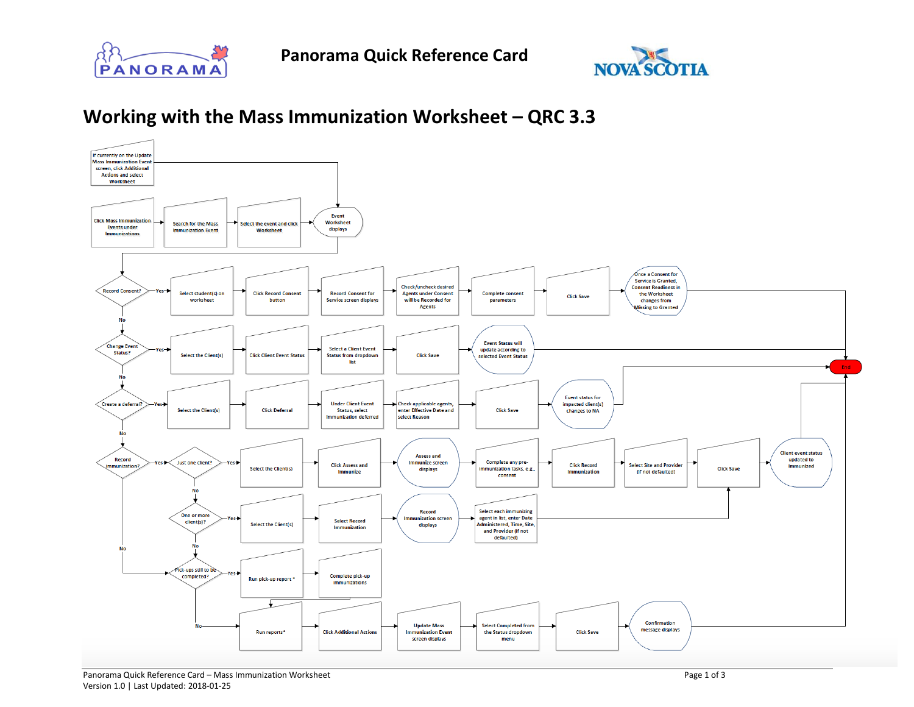# Panorama Quick Reference Card

## Working with the Mass Immunization Worksheet – QRC 3.3

If currently on the Update Mass Immunization Event screen, click Additional Actions and select Worksheet

Click Mass Immunization Events under Immunizations → Search for the Mass Immunization Event → Select the event and click Worksheet → Event Worksheet displays

**Record Consent?**
- Yes → Select student(s) on worksheet → Click Record Consent button → Record Consent for Service screen displays → Check/uncheck desired Agents under Consent will be Recorded for Agents → Complete consent parameters → Click Save → Once a Consent for Service is Granted, Consent Readiness in the Worksheet changes from Missing to Granted → End
- No ↓

**Change Event Status?**
- Yes → Select the Client(s) → Click Client Event Status → Select a Client Event Status from dropdown list → Click Save → Event Status will update according to selected Event Status → End
- No ↓

**Create a deferral?**
- Yes → Select the Client(s) → Click Deferral → Under Client Event Status, select Immunization deferred → Check applicable agents, enter Effective Date and select Reason → Click Save → Event status for impacted client(s) changes to NA → End
- No ↓

**Record Immunization?**
- Yes → **Just one client?**
  - Yes → Select the Client(s) → Click Assess and Immunize → Assess and Immunize screen displays → Complete any pre-immunization tasks, e.g., consent → Click Record Immunization → Select Site and Provider (if not defaulted) → Click Save → Client event status updated to Immunized → End
  - No → **One or more client(s)?**
    - Yes → Select the Client(s) → Select Record Immunization → Record Immunization screen displays → Select each immunizing agent in list, enter Date Administered, Time, Site, and Provider (if not defaulted) → Click Save
    - No ↓
- No ↓

**Pick-ups still to be completed?**
- Yes → Run pick-up report * → Complete pick-up immunizations → Run reports*
- No → Run reports* → Click Additional Actions → Update Mass Immunization Event screen displays → Select Completed from the Status dropdown menu → Click Save → Confirmation message displays → End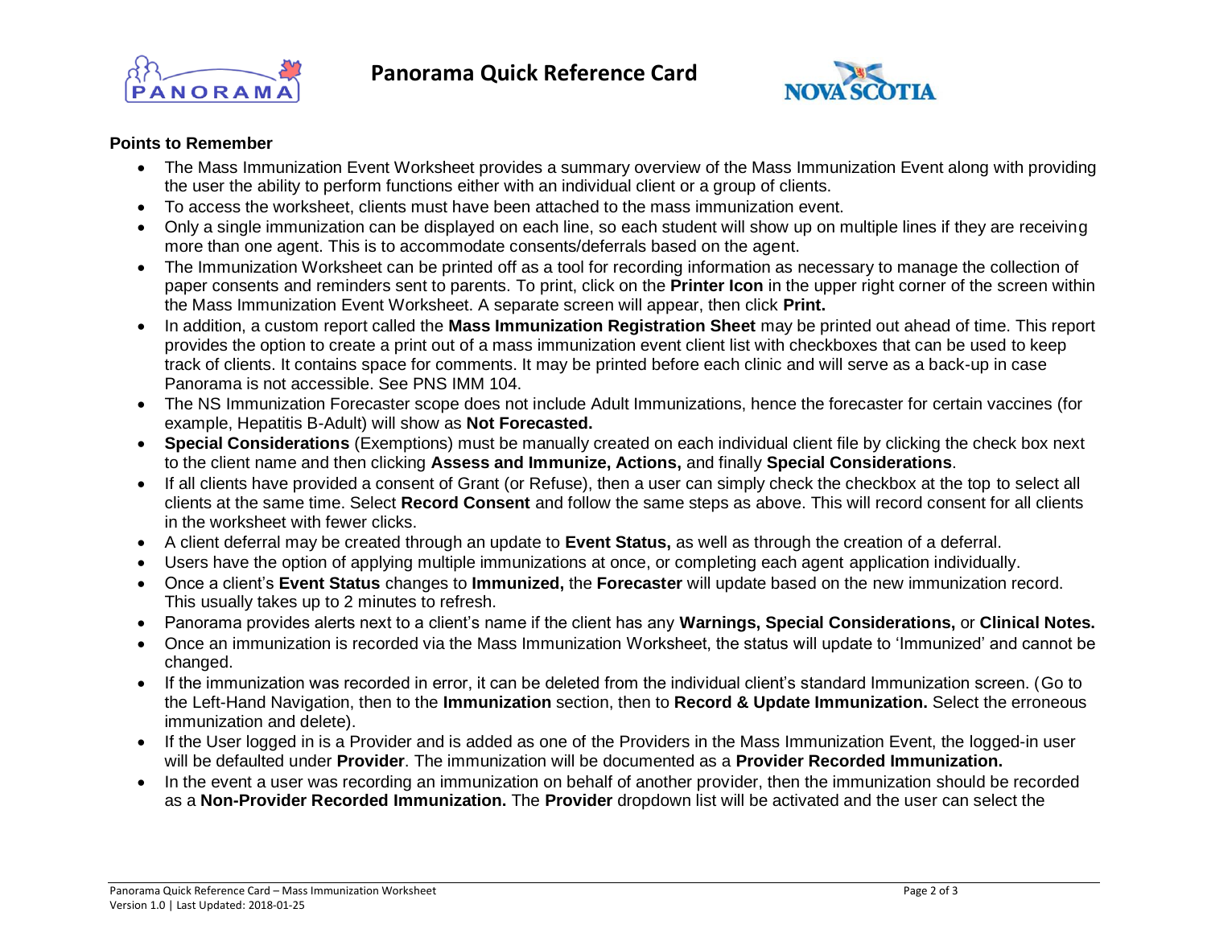**Points to Remember**

- The Mass Immunization Event Worksheet provides a summary overview of the Mass Immunization Event along with providing the user the ability to perform functions either with an individual client or a group of clients.
- To access the worksheet, clients must have been attached to the mass immunization event.
- Only a single immunization can be displayed on each line, so each student will show up on multiple lines if they are receiving more than one agent. This is to accommodate consents/deferrals based on the agent.
- The Immunization Worksheet can be printed off as a tool for recording information as necessary to manage the collection of paper consents and reminders sent to parents. To print, click on the **Printer Icon** in the upper right corner of the screen within the Mass Immunization Event Worksheet. A separate screen will appear, then click **Print.**
- In addition, a custom report called the **Mass Immunization Registration Sheet** may be printed out ahead of time. This report provides the option to create a print out of a mass immunization event client list with checkboxes that can be used to keep track of clients. It contains space for comments. It may be printed before each clinic and will serve as a back-up in case Panorama is not accessible. See PNS IMM 104.
- The NS Immunization Forecaster scope does not include Adult Immunizations, hence the forecaster for certain vaccines (for example, Hepatitis B-Adult) will show as **Not Forecasted.**
- **Special Considerations** (Exemptions) must be manually created on each individual client file by clicking the check box next to the client name and then clicking **Assess and Immunize, Actions,** and finally **Special Considerations**.
- If all clients have provided a consent of Grant (or Refuse), then a user can simply check the checkbox at the top to select all clients at the same time. Select **Record Consent** and follow the same steps as above. This will record consent for all clients in the worksheet with fewer clicks.
- A client deferral may be created through an update to **Event Status,** as well as through the creation of a deferral.
- Users have the option of applying multiple immunizations at once, or completing each agent application individually.
- Once a client's **Event Status** changes to **Immunized,** the **Forecaster** will update based on the new immunization record. This usually takes up to 2 minutes to refresh.
- Panorama provides alerts next to a client's name if the client has any **Warnings, Special Considerations,** or **Clinical Notes.**
- Once an immunization is recorded via the Mass Immunization Worksheet, the status will update to 'Immunized' and cannot be changed.
- If the immunization was recorded in error, it can be deleted from the individual client's standard Immunization screen. (Go to the Left-Hand Navigation, then to the **Immunization** section, then to **Record & Update Immunization.** Select the erroneous immunization and delete).
- If the User logged in is a Provider and is added as one of the Providers in the Mass Immunization Event, the logged-in user will be defaulted under **Provider**. The immunization will be documented as a **Provider Recorded Immunization.**
- In the event a user was recording an immunization on behalf of another provider, then the immunization should be recorded as a **Non-Provider Recorded Immunization.** The **Provider** dropdown list will be activated and the user can select the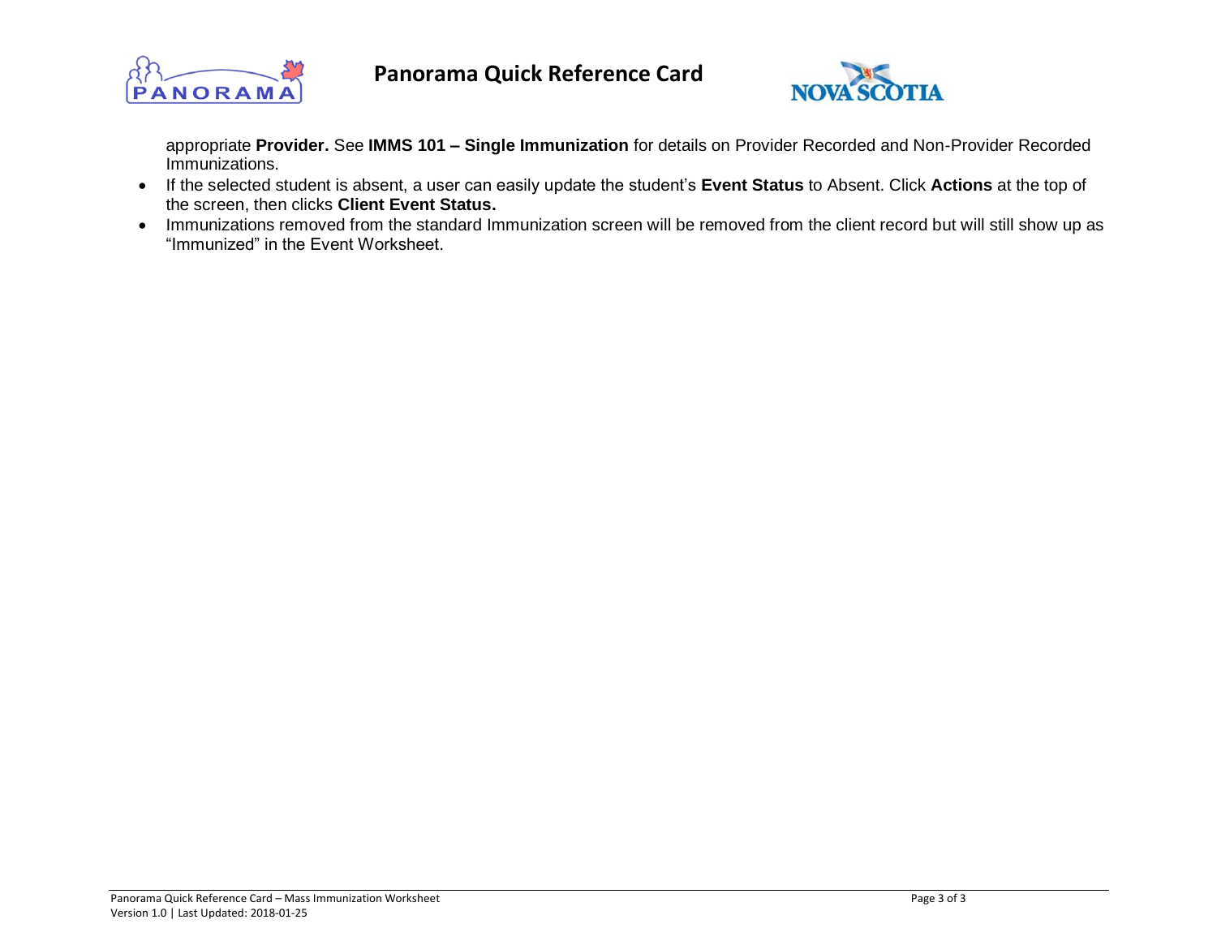appropriate **Provider.** See **IMMS 101 – Single Immunization** for details on Provider Recorded and Non-Provider Recorded Immunizations.

- If the selected student is absent, a user can easily update the student's **Event Status** to Absent. Click **Actions** at the top of the screen, then clicks **Client Event Status.**
- Immunizations removed from the standard Immunization screen will be removed from the client record but will still show up as "Immunized" in the Event Worksheet.